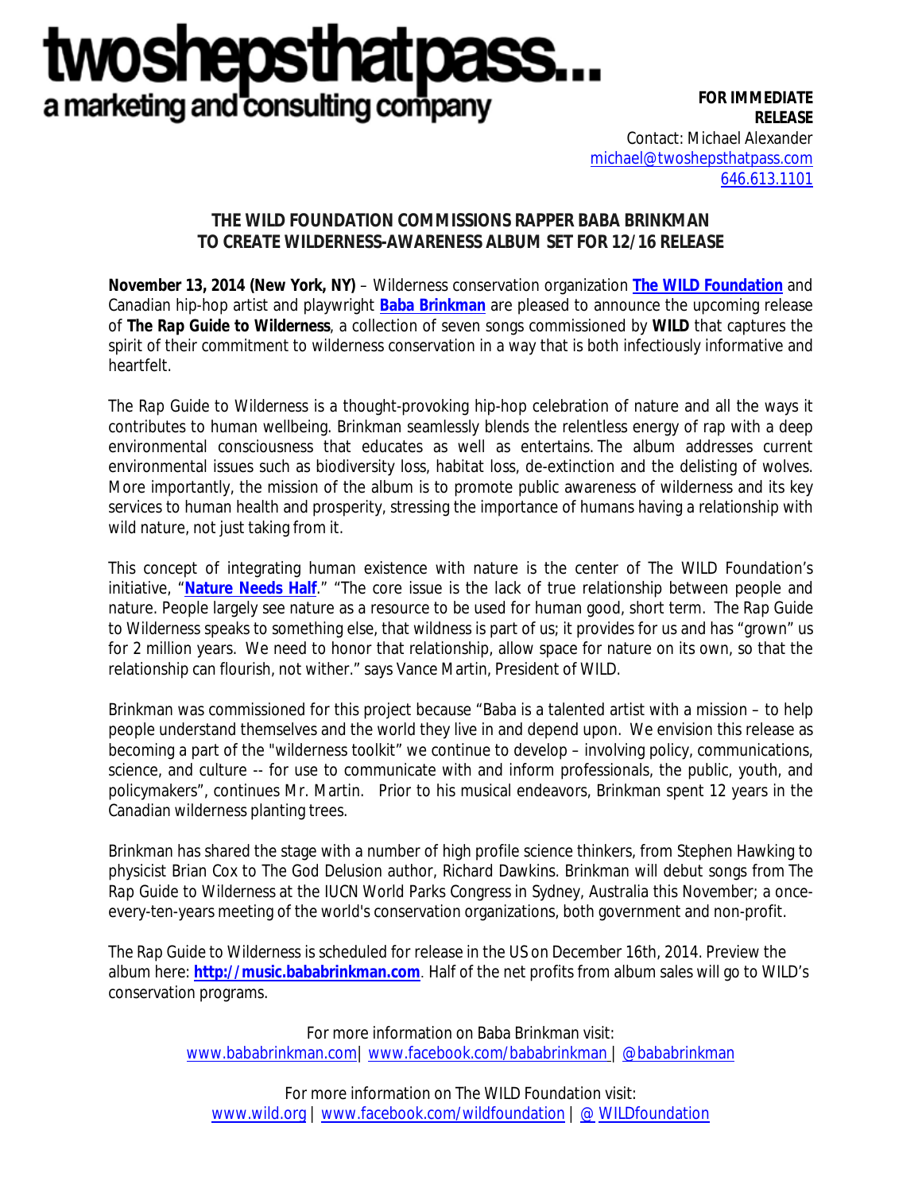# twoshepsthatpass...

a marketing and consulting company

**FOR IMMEDIATE RELEASE**
Contact: Michael Alexander
michael@twoshepsthatpass.com
646.613.1101

## THE WILD FOUNDATION COMMISSIONS RAPPER BABA BRINKMAN TO CREATE WILDERNESS-AWARENESS ALBUM SET FOR 12/16 RELEASE

**November 13, 2014 (New York, NY)** – Wilderness conservation organization **The WILD Foundation** and Canadian hip-hop artist and playwright **Baba Brinkman** are pleased to announce the upcoming release of ***The Rap Guide to Wilderness***, a collection of seven songs commissioned by **WILD** that captures the spirit of their commitment to wilderness conservation in a way that is both infectiously informative and heartfelt.

The *Rap Guide to Wilderness* is a thought-provoking hip-hop celebration of nature and all the ways it contributes to human wellbeing. Brinkman seamlessly blends the relentless energy of rap with a deep environmental consciousness that educates as well as entertains. The album addresses current environmental issues such as biodiversity loss, habitat loss, de-extinction and the delisting of wolves. More importantly, the mission of the album is to promote public awareness of wilderness and its key services to human health and prosperity, stressing the importance of humans having a relationship with wild nature, not just taking from it.

This concept of integrating human existence with nature is the center of The WILD Foundation's initiative, "**Nature Needs Half**." "The core issue is the lack of true relationship between people and nature. People largely see nature as a resource to be used for human good, short term. The Rap Guide to Wilderness speaks to something else, that wildness is part of us; it provides for us and has "grown" us for 2 million years. We need to honor that relationship, allow space for nature on its own, so that the relationship can flourish, not wither." says Vance Martin, President of WILD.

Brinkman was commissioned for this project because "Baba is a talented artist with a mission – to help people understand themselves and the world they live in and depend upon. We envision this release as becoming a part of the "wilderness toolkit" we continue to develop – involving policy, communications, science, and culture -- for use to communicate with and inform professionals, the public, youth, and policymakers", continues Mr. Martin. Prior to his musical endeavors, Brinkman spent 12 years in the Canadian wilderness planting trees.

Brinkman has shared the stage with a number of high profile science thinkers, from Stephen Hawking to physicist Brian Cox to The God Delusion author, Richard Dawkins. Brinkman will debut songs from The Rap Guide to Wilderness at the IUCN World Parks Congress in Sydney, Australia this November; a once-every-ten-years meeting of the world's conservation organizations, both government and non-profit.

The Rap Guide to Wilderness is scheduled for release in the US on December 16th, 2014. Preview the album here: **http://music.bababrinkman.com**. Half of the net profits from album sales will go to WILD's conservation programs.

For more information on Baba Brinkman visit:
www.bababrinkman.com | www.facebook.com/bababrinkman | @bababrinkman

For more information on The WILD Foundation visit:
www.wild.org | www.facebook.com/wildfoundation | @ WILDfoundation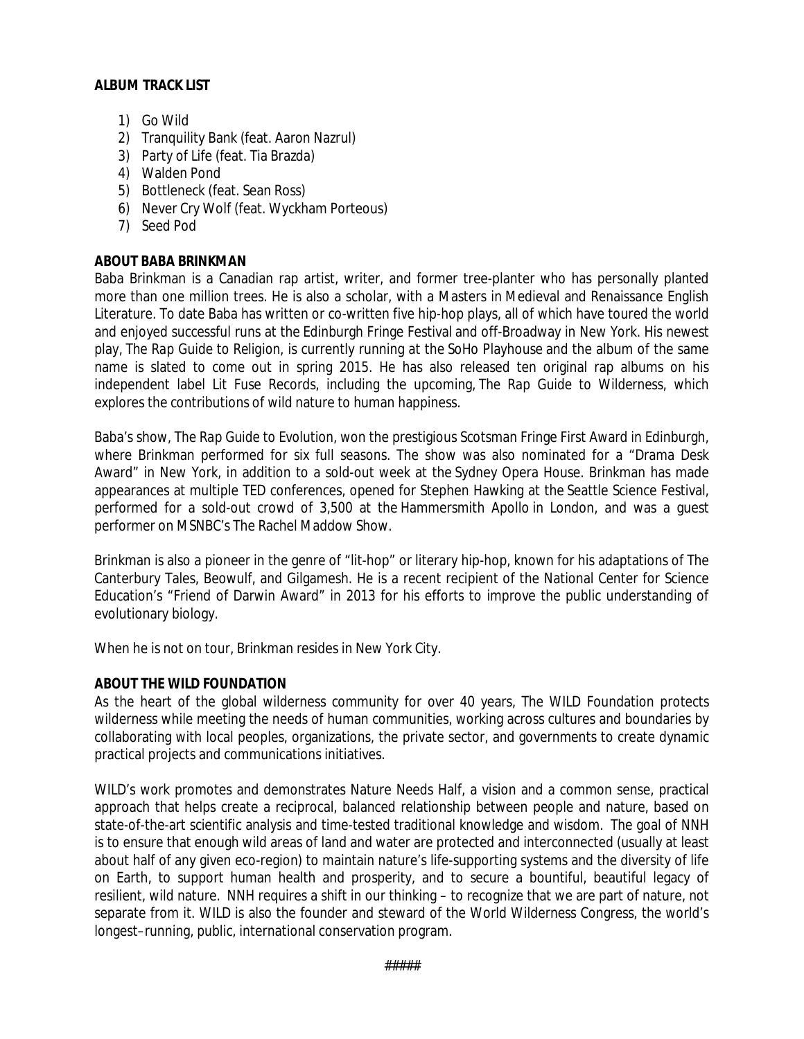**ALBUM TRACK LIST**

1) Go Wild
2) Tranquility Bank (feat. Aaron Nazrul)
3) Party of Life (feat. Tia Brazda)
4) Walden Pond
5) Bottleneck (feat. Sean Ross)
6) Never Cry Wolf (feat. Wyckham Porteous)
7) Seed Pod

**ABOUT BABA BRINKMAN**

Baba Brinkman is a Canadian rap artist, writer, and former tree-planter who has personally planted more than one million trees. He is also a scholar, with a Masters in Medieval and Renaissance English Literature. To date Baba has written or co-written five hip-hop plays, all of which have toured the world and enjoyed successful runs at the Edinburgh Fringe Festival and off-Broadway in New York. His newest play, The Rap Guide to Religion, is currently running at the SoHo Playhouse and the album of the same name is slated to come out in spring 2015. He has also released ten original rap albums on his independent label Lit Fuse Records, including the upcoming, The Rap Guide to Wilderness, which explores the contributions of wild nature to human happiness.

Baba's show, The Rap Guide to Evolution, won the prestigious Scotsman Fringe First Award in Edinburgh, where Brinkman performed for six full seasons. The show was also nominated for a "Drama Desk Award" in New York, in addition to a sold-out week at the Sydney Opera House. Brinkman has made appearances at multiple TED conferences, opened for Stephen Hawking at the Seattle Science Festival, performed for a sold-out crowd of 3,500 at the Hammersmith Apollo in London, and was a guest performer on MSNBC's The Rachel Maddow Show.

Brinkman is also a pioneer in the genre of "lit-hop" or literary hip-hop, known for his adaptations of The Canterbury Tales, Beowulf, and Gilgamesh. He is a recent recipient of the National Center for Science Education's "Friend of Darwin Award" in 2013 for his efforts to improve the public understanding of evolutionary biology.

When he is not on tour, Brinkman resides in New York City.

**ABOUT THE WILD FOUNDATION**

As the heart of the global wilderness community for over 40 years, The WILD Foundation protects wilderness while meeting the needs of human communities, working across cultures and boundaries by collaborating with local peoples, organizations, the private sector, and governments to create dynamic practical projects and communications initiatives.

WILD's work promotes and demonstrates Nature Needs Half, a vision and a common sense, practical approach that helps create a reciprocal, balanced relationship between people and nature, based on state-of-the-art scientific analysis and time-tested traditional knowledge and wisdom. The goal of NNH is to ensure that enough wild areas of land and water are protected and interconnected (usually at least about half of any given eco-region) to maintain nature's life-supporting systems and the diversity of life on Earth, to support human health and prosperity, and to secure a bountiful, beautiful legacy of resilient, wild nature. NNH requires a shift in our thinking – to recognize that we are part of nature, not separate from it. WILD is also the founder and steward of the World Wilderness Congress, the world's longest–running, public, international conservation program.

#####